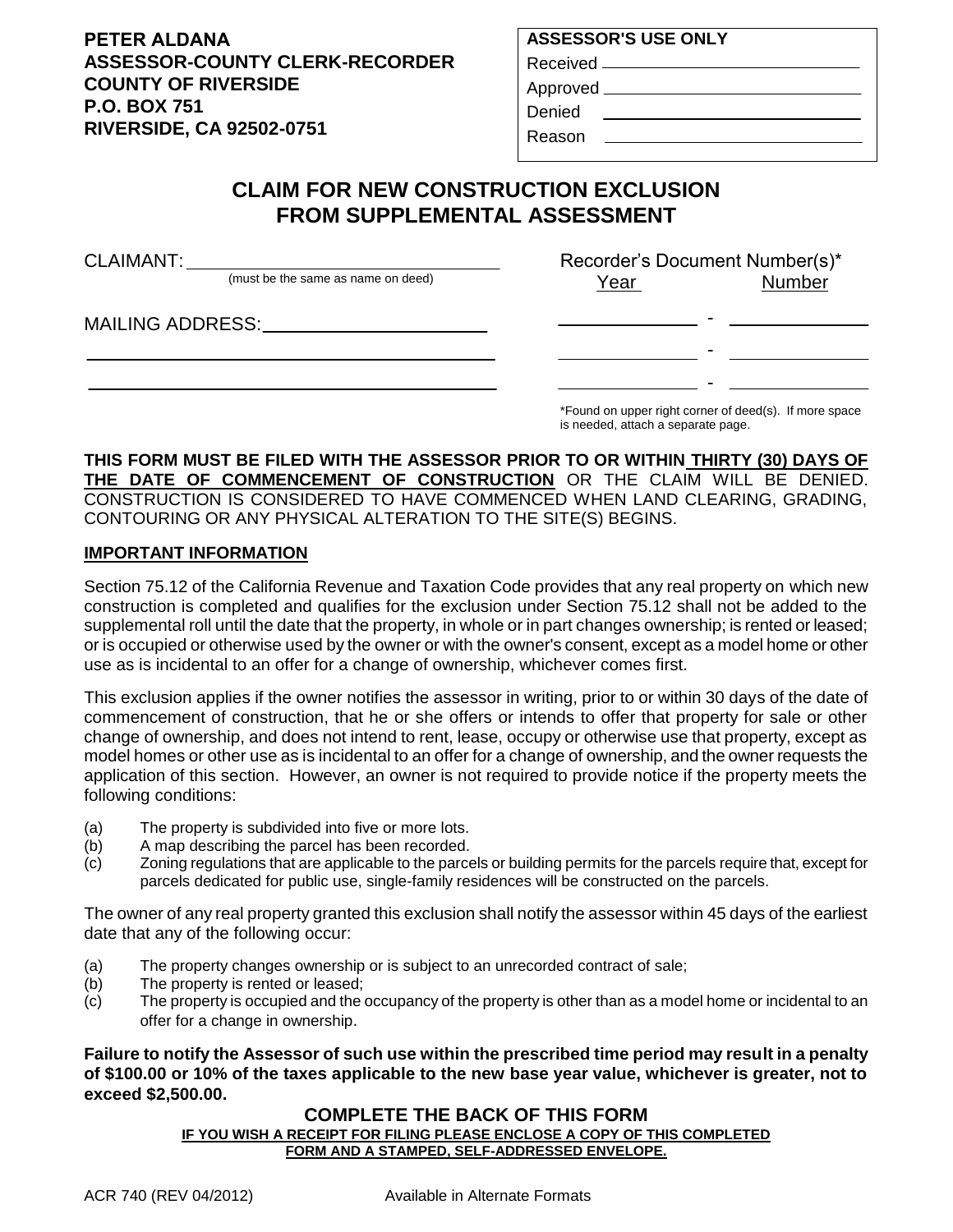**PETER ALDANA**
**ASSESSOR-COUNTY CLERK-RECORDER**
**COUNTY OF RIVERSIDE**
**P.O. BOX 751**
**RIVERSIDE, CA 92502-0751**

| ASSESSOR'S USE ONLY |
| --- |
| Received ______________________ |
| Approved ______________________ |
| Denied ______________________ |
| Reason ______________________ |

# CLAIM FOR NEW CONSTRUCTION EXCLUSION FROM SUPPLEMENTAL ASSESSMENT

CLAIMANT: ______________________________
(must be the same as name on deed)

MAILING ADDRESS: ______________________________
______________________________
______________________________

Recorder's Document Number(s)*

| Year | | Number |
| --- | --- | --- |
| ____________ | - | ____________ |
| ____________ | - | ____________ |
| ____________ | - | ____________ |

*Found on upper right corner of deed(s). If more space is needed, attach a separate page.

**THIS FORM MUST BE FILED WITH THE ASSESSOR PRIOR TO OR WITHIN THIRTY (30) DAYS OF THE DATE OF COMMENCEMENT OF CONSTRUCTION** OR THE CLAIM WILL BE DENIED. CONSTRUCTION IS CONSIDERED TO HAVE COMMENCED WHEN LAND CLEARING, GRADING, CONTOURING OR ANY PHYSICAL ALTERATION TO THE SITE(S) BEGINS.

## IMPORTANT INFORMATION

Section 75.12 of the California Revenue and Taxation Code provides that any real property on which new construction is completed and qualifies for the exclusion under Section 75.12 shall not be added to the supplemental roll until the date that the property, in whole or in part changes ownership; is rented or leased; or is occupied or otherwise used by the owner or with the owner's consent, except as a model home or other use as is incidental to an offer for a change of ownership, whichever comes first.

This exclusion applies if the owner notifies the assessor in writing, prior to or within 30 days of the date of commencement of construction, that he or she offers or intends to offer that property for sale or other change of ownership, and does not intend to rent, lease, occupy or otherwise use that property, except as model homes or other use as is incidental to an offer for a change of ownership, and the owner requests the application of this section. However, an owner is not required to provide notice if the property meets the following conditions:

(a) The property is subdivided into five or more lots.
(b) A map describing the parcel has been recorded.
(c) Zoning regulations that are applicable to the parcels or building permits for the parcels require that, except for parcels dedicated for public use, single-family residences will be constructed on the parcels.

The owner of any real property granted this exclusion shall notify the assessor within 45 days of the earliest date that any of the following occur:

(a) The property changes ownership or is subject to an unrecorded contract of sale;
(b) The property is rented or leased;
(c) The property is occupied and the occupancy of the property is other than as a model home or incidental to an offer for a change in ownership.

**Failure to notify the Assessor of such use within the prescribed time period may result in a penalty of $100.00 or 10% of the taxes applicable to the new base year value, whichever is greater, not to exceed $2,500.00.**

**COMPLETE THE BACK OF THIS FORM**
**IF YOU WISH A RECEIPT FOR FILING PLEASE ENCLOSE A COPY OF THIS COMPLETED FORM AND A STAMPED, SELF-ADDRESSED ENVELOPE.**

ACR 740 (REV 04/2012) Available in Alternate Formats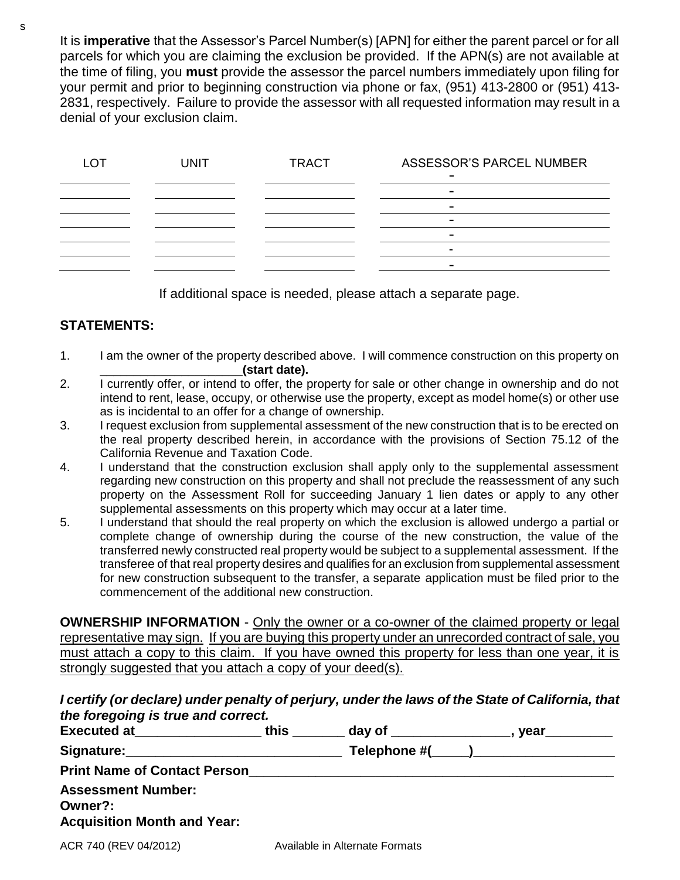It is **imperative** that the Assessor's Parcel Number(s) [APN] for either the parent parcel or for all parcels for which you are claiming the exclusion be provided. If the APN(s) are not available at the time of filing, you **must** provide the assessor the parcel numbers immediately upon filing for your permit and prior to beginning construction via phone or fax, (951) 413-2800 or (951) 413-2831, respectively. Failure to provide the assessor with all requested information may result in a denial of your exclusion claim.

| LOT | UNIT | TRACT | ASSESSOR'S PARCEL NUMBER |
|---|---|---|---|
| | | | - |
| | | | - |
| | | | - |
| | | | - |
| | | | - |
| | | | - |
| | | | - |

If additional space is needed, please attach a separate page.

## STATEMENTS:

1. I am the owner of the property described above. I will commence construction on this property on ____________________**(start date).**
2. I currently offer, or intend to offer, the property for sale or other change in ownership and do not intend to rent, lease, occupy, or otherwise use the property, except as model home(s) or other use as is incidental to an offer for a change of ownership.
3. I request exclusion from supplemental assessment of the new construction that is to be erected on the real property described herein, in accordance with the provisions of Section 75.12 of the California Revenue and Taxation Code.
4. I understand that the construction exclusion shall apply only to the supplemental assessment regarding new construction on this property and shall not preclude the reassessment of any such property on the Assessment Roll for succeeding January 1 lien dates or apply to any other supplemental assessments on this property which may occur at a later time.
5. I understand that should the real property on which the exclusion is allowed undergo a partial or complete change of ownership during the course of the new construction, the value of the transferred newly constructed real property would be subject to a supplemental assessment. If the transferee of that real property desires and qualifies for an exclusion from supplemental assessment for new construction subsequent to the transfer, a separate application must be filed prior to the commencement of the additional new construction.

**OWNERSHIP INFORMATION** - Only the owner or a co-owner of the claimed property or legal representative may sign. If you are buying this property under an unrecorded contract of sale, you must attach a copy to this claim. If you have owned this property for less than one year, it is strongly suggested that you attach a copy of your deed(s).

***I certify (or declare) under penalty of perjury, under the laws of the State of California, that the foregoing is true and correct.***

**Executed at**_________________ **this** _______ **day of** ________________**, year**_________

**Signature:**_____________________________ **Telephone #(**_____**)**___________________

**Print Name of Contact Person**_____________________________________________________

**Assessment Number:**

**Owner?:**

**Acquisition Month and Year:**

ACR 740 (REV 04/2012) Available in Alternate Formats